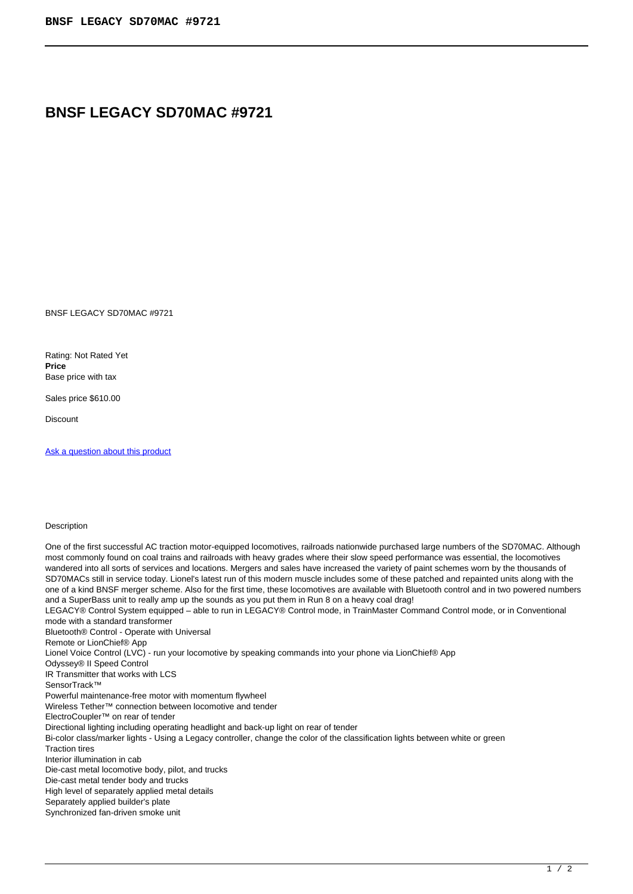# BNSF LEGACY SD70MAC #9721

BNSF LEGACY SD70MAC #9721

Rating: Not Rated Yet
**Price**
Base price with tax

Sales price $610.00

Discount

[Ask a question about this product]

Description

One of the first successful AC traction motor-equipped locomotives, railroads nationwide purchased large numbers of the SD70MAC. Although most commonly found on coal trains and railroads with heavy grades where their slow speed performance was essential, the locomotives wandered into all sorts of services and locations. Mergers and sales have increased the variety of paint schemes worn by the thousands of SD70MACs still in service today. Lionel's latest run of this modern muscle includes some of these patched and repainted units along with the one of a kind BNSF merger scheme. Also for the first time, these locomotives are available with Bluetooth control and in two powered numbers and a SuperBass unit to really amp up the sounds as you put them in Run 8 on a heavy coal drag!

LEGACY® Control System equipped – able to run in LEGACY® Control mode, in TrainMaster Command Control mode, or in Conventional mode with a standard transformer
Bluetooth® Control - Operate with Universal
Remote or LionChief® App
Lionel Voice Control (LVC) - run your locomotive by speaking commands into your phone via LionChief® App
Odyssey® II Speed Control
IR Transmitter that works with LCS
SensorTrack™
Powerful maintenance-free motor with momentum flywheel
Wireless Tether™ connection between locomotive and tender
ElectroCoupler™ on rear of tender
Directional lighting including operating headlight and back-up light on rear of tender
Bi-color class/marker lights - Using a Legacy controller, change the color of the classification lights between white or green
Traction tires
Interior illumination in cab
Die-cast metal locomotive body, pilot, and trucks
Die-cast metal tender body and trucks
High level of separately applied metal details
Separately applied builder's plate
Synchronized fan-driven smoke unit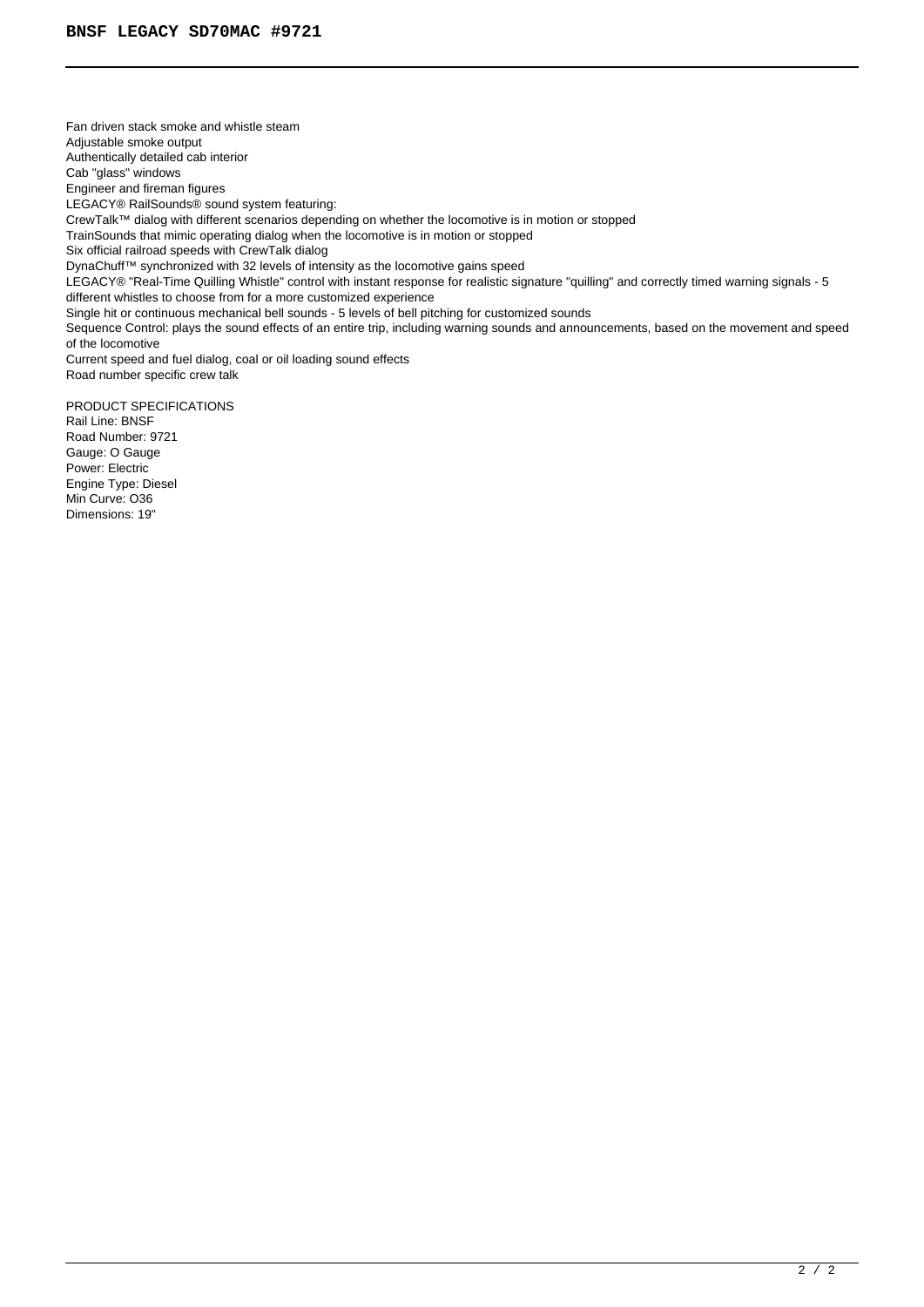Fan driven stack smoke and whistle steam
Adjustable smoke output
Authentically detailed cab interior
Cab "glass" windows
Engineer and fireman figures
LEGACY® RailSounds® sound system featuring:
CrewTalk™ dialog with different scenarios depending on whether the locomotive is in motion or stopped
TrainSounds that mimic operating dialog when the locomotive is in motion or stopped
Six official railroad speeds with CrewTalk dialog
DynaChuff™ synchronized with 32 levels of intensity as the locomotive gains speed
LEGACY® "Real-Time Quilling Whistle" control with instant response for realistic signature "quilling" and correctly timed warning signals - 5 different whistles to choose from for a more customized experience
Single hit or continuous mechanical bell sounds - 5 levels of bell pitching for customized sounds
Sequence Control: plays the sound effects of an entire trip, including warning sounds and announcements, based on the movement and speed of the locomotive
Current speed and fuel dialog, coal or oil loading sound effects
Road number specific crew talk

PRODUCT SPECIFICATIONS
Rail Line: BNSF
Road Number: 9721
Gauge: O Gauge
Power: Electric
Engine Type: Diesel
Min Curve: O36
Dimensions: 19"